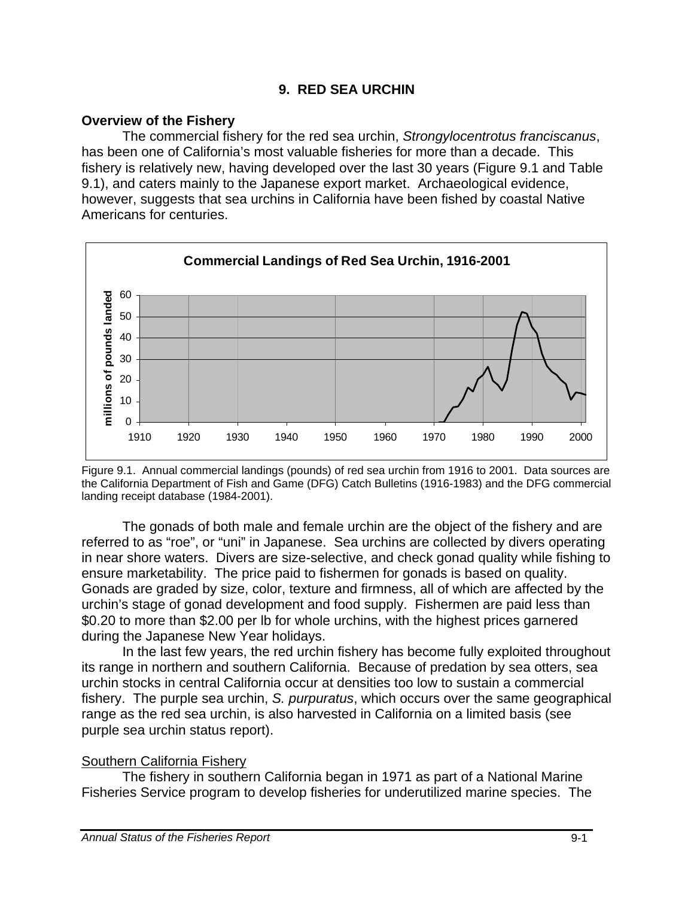# 9. RED SEA URCHIN

## Overview of the Fishery

The commercial fishery for the red sea urchin, *Strongylocentrotus franciscanus*, has been one of California's most valuable fisheries for more than a decade. This fishery is relatively new, having developed over the last 30 years (Figure 9.1 and Table 9.1), and caters mainly to the Japanese export market. Archaeological evidence, however, suggests that sea urchins in California have been fished by coastal Native Americans for centuries.

Figure 9.1. Annual commercial landings (pounds) of red sea urchin from 1916 to 2001. Data sources are the California Department of Fish and Game (DFG) Catch Bulletins (1916-1983) and the DFG commercial landing receipt database (1984-2001).

The gonads of both male and female urchin are the object of the fishery and are referred to as "roe", or "uni" in Japanese. Sea urchins are collected by divers operating in near shore waters. Divers are size-selective, and check gonad quality while fishing to ensure marketability. The price paid to fishermen for gonads is based on quality. Gonads are graded by size, color, texture and firmness, all of which are affected by the urchin's stage of gonad development and food supply. Fishermen are paid less than \$0.20 to more than \$2.00 per lb for whole urchins, with the highest prices garnered during the Japanese New Year holidays.

In the last few years, the red urchin fishery has become fully exploited throughout its range in northern and southern California. Because of predation by sea otters, sea urchin stocks in central California occur at densities too low to sustain a commercial fishery. The purple sea urchin, *S. purpuratus*, which occurs over the same geographical range as the red sea urchin, is also harvested in California on a limited basis (see purple sea urchin status report).

### Southern California Fishery

The fishery in southern California began in 1971 as part of a National Marine Fisheries Service program to develop fisheries for underutilized marine species. The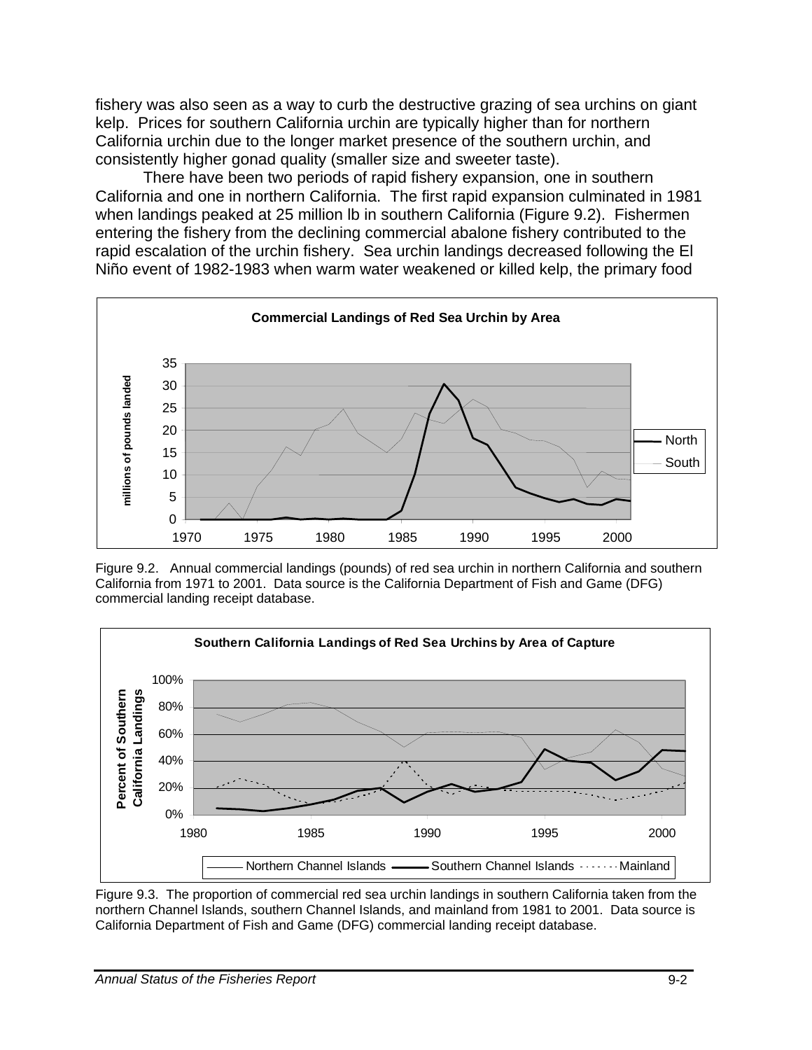fishery was also seen as a way to curb the destructive grazing of sea urchins on giant kelp. Prices for southern California urchin are typically higher than for northern California urchin due to the longer market presence of the southern urchin, and consistently higher gonad quality (smaller size and sweeter taste).

There have been two periods of rapid fishery expansion, one in southern California and one in northern California. The first rapid expansion culminated in 1981 when landings peaked at 25 million lb in southern California (Figure 9.2). Fishermen entering the fishery from the declining commercial abalone fishery contributed to the rapid escalation of the urchin fishery. Sea urchin landings decreased following the El Niño event of 1982-1983 when warm water weakened or killed kelp, the primary food

Figure 9.2. Annual commercial landings (pounds) of red sea urchin in northern California and southern California from 1971 to 2001. Data source is the California Department of Fish and Game (DFG) commercial landing receipt database.

Figure 9.3. The proportion of commercial red sea urchin landings in southern California taken from the northern Channel Islands, southern Channel Islands, and mainland from 1981 to 2001. Data source is California Department of Fish and Game (DFG) commercial landing receipt database.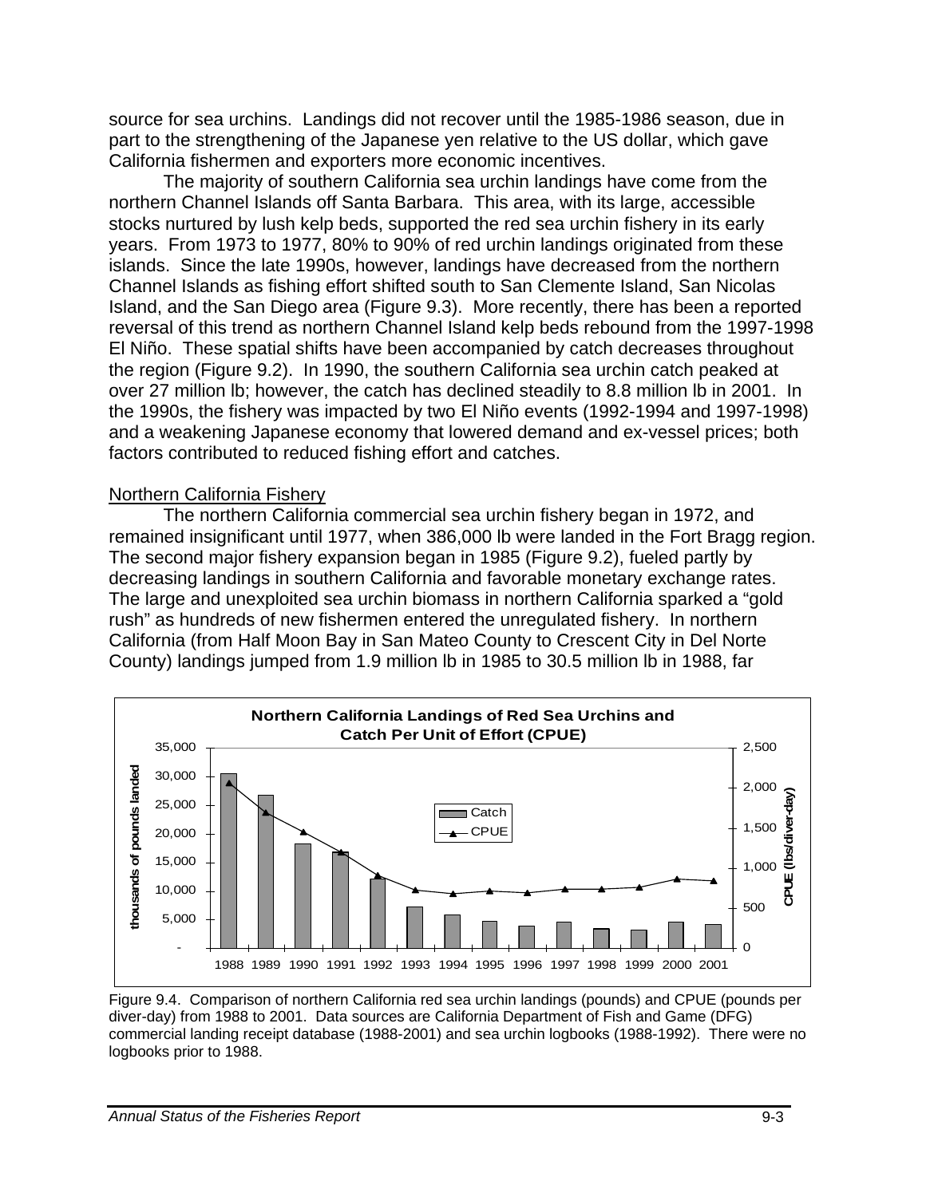source for sea urchins. Landings did not recover until the 1985-1986 season, due in part to the strengthening of the Japanese yen relative to the US dollar, which gave California fishermen and exporters more economic incentives.

The majority of southern California sea urchin landings have come from the northern Channel Islands off Santa Barbara. This area, with its large, accessible stocks nurtured by lush kelp beds, supported the red sea urchin fishery in its early years. From 1973 to 1977, 80% to 90% of red urchin landings originated from these islands. Since the late 1990s, however, landings have decreased from the northern Channel Islands as fishing effort shifted south to San Clemente Island, San Nicolas Island, and the San Diego area (Figure 9.3). More recently, there has been a reported reversal of this trend as northern Channel Island kelp beds rebound from the 1997-1998 El Niño. These spatial shifts have been accompanied by catch decreases throughout the region (Figure 9.2). In 1990, the southern California sea urchin catch peaked at over 27 million lb; however, the catch has declined steadily to 8.8 million lb in 2001. In the 1990s, the fishery was impacted by two El Niño events (1992-1994 and 1997-1998) and a weakening Japanese economy that lowered demand and ex-vessel prices; both factors contributed to reduced fishing effort and catches.

## Northern California Fishery

The northern California commercial sea urchin fishery began in 1972, and remained insignificant until 1977, when 386,000 lb were landed in the Fort Bragg region. The second major fishery expansion began in 1985 (Figure 9.2), fueled partly by decreasing landings in southern California and favorable monetary exchange rates. The large and unexploited sea urchin biomass in northern California sparked a "gold rush" as hundreds of new fishermen entered the unregulated fishery. In northern California (from Half Moon Bay in San Mateo County to Crescent City in Del Norte County) landings jumped from 1.9 million lb in 1985 to 30.5 million lb in 1988, far

Figure 9.4. Comparison of northern California red sea urchin landings (pounds) and CPUE (pounds per diver-day) from 1988 to 2001. Data sources are California Department of Fish and Game (DFG) commercial landing receipt database (1988-2001) and sea urchin logbooks (1988-1992). There were no logbooks prior to 1988.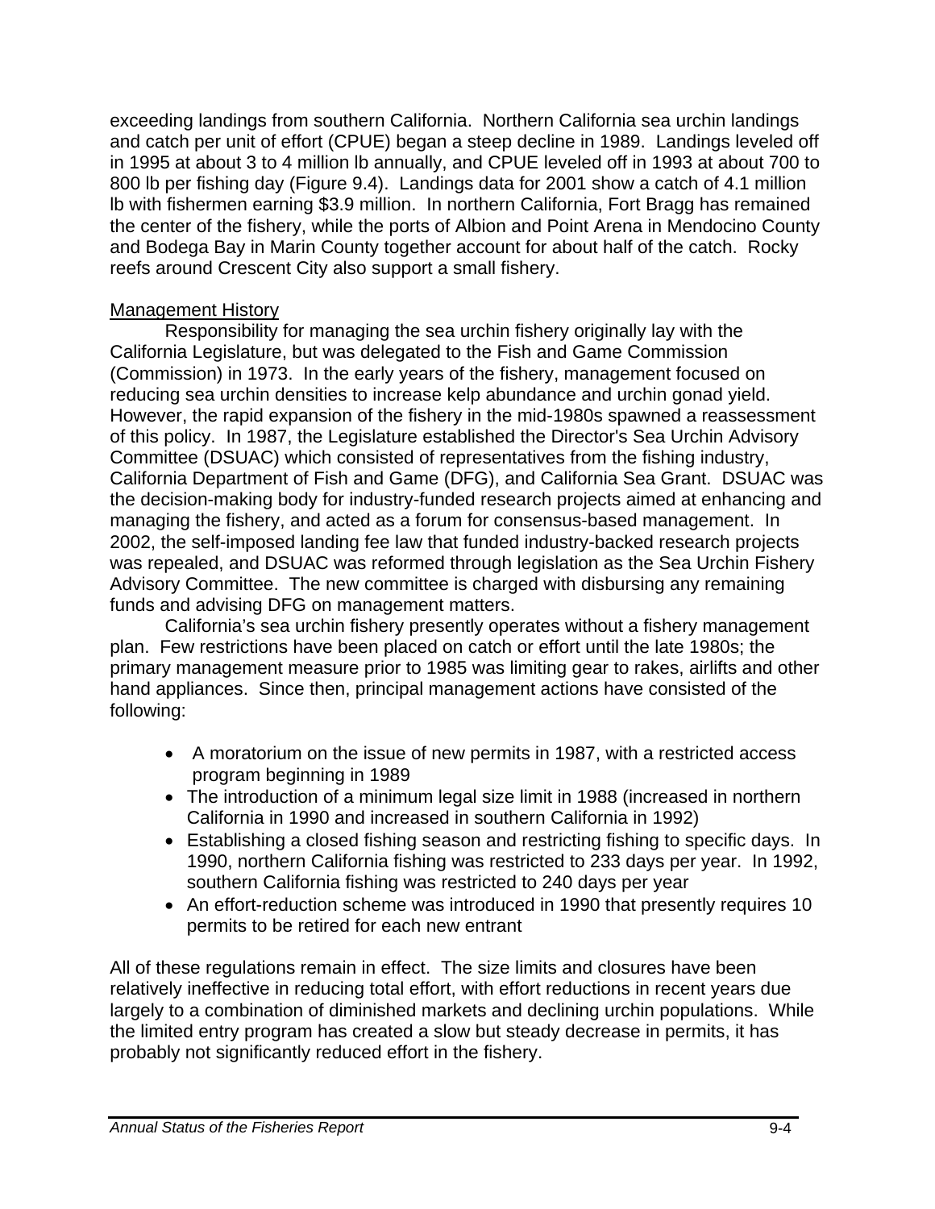exceeding landings from southern California. Northern California sea urchin landings and catch per unit of effort (CPUE) began a steep decline in 1989. Landings leveled off in 1995 at about 3 to 4 million lb annually, and CPUE leveled off in 1993 at about 700 to 800 lb per fishing day (Figure 9.4). Landings data for 2001 show a catch of 4.1 million lb with fishermen earning $3.9 million. In northern California, Fort Bragg has remained the center of the fishery, while the ports of Albion and Point Arena in Mendocino County and Bodega Bay in Marin County together account for about half of the catch. Rocky reefs around Crescent City also support a small fishery.

## Management History

Responsibility for managing the sea urchin fishery originally lay with the California Legislature, but was delegated to the Fish and Game Commission (Commission) in 1973. In the early years of the fishery, management focused on reducing sea urchin densities to increase kelp abundance and urchin gonad yield. However, the rapid expansion of the fishery in the mid-1980s spawned a reassessment of this policy. In 1987, the Legislature established the Director's Sea Urchin Advisory Committee (DSUAC) which consisted of representatives from the fishing industry, California Department of Fish and Game (DFG), and California Sea Grant. DSUAC was the decision-making body for industry-funded research projects aimed at enhancing and managing the fishery, and acted as a forum for consensus-based management. In 2002, the self-imposed landing fee law that funded industry-backed research projects was repealed, and DSUAC was reformed through legislation as the Sea Urchin Fishery Advisory Committee. The new committee is charged with disbursing any remaining funds and advising DFG on management matters.

California's sea urchin fishery presently operates without a fishery management plan. Few restrictions have been placed on catch or effort until the late 1980s; the primary management measure prior to 1985 was limiting gear to rakes, airlifts and other hand appliances. Since then, principal management actions have consisted of the following:

- A moratorium on the issue of new permits in 1987, with a restricted access program beginning in 1989
- The introduction of a minimum legal size limit in 1988 (increased in northern California in 1990 and increased in southern California in 1992)
- Establishing a closed fishing season and restricting fishing to specific days. In 1990, northern California fishing was restricted to 233 days per year. In 1992, southern California fishing was restricted to 240 days per year
- An effort-reduction scheme was introduced in 1990 that presently requires 10 permits to be retired for each new entrant

All of these regulations remain in effect. The size limits and closures have been relatively ineffective in reducing total effort, with effort reductions in recent years due largely to a combination of diminished markets and declining urchin populations. While the limited entry program has created a slow but steady decrease in permits, it has probably not significantly reduced effort in the fishery.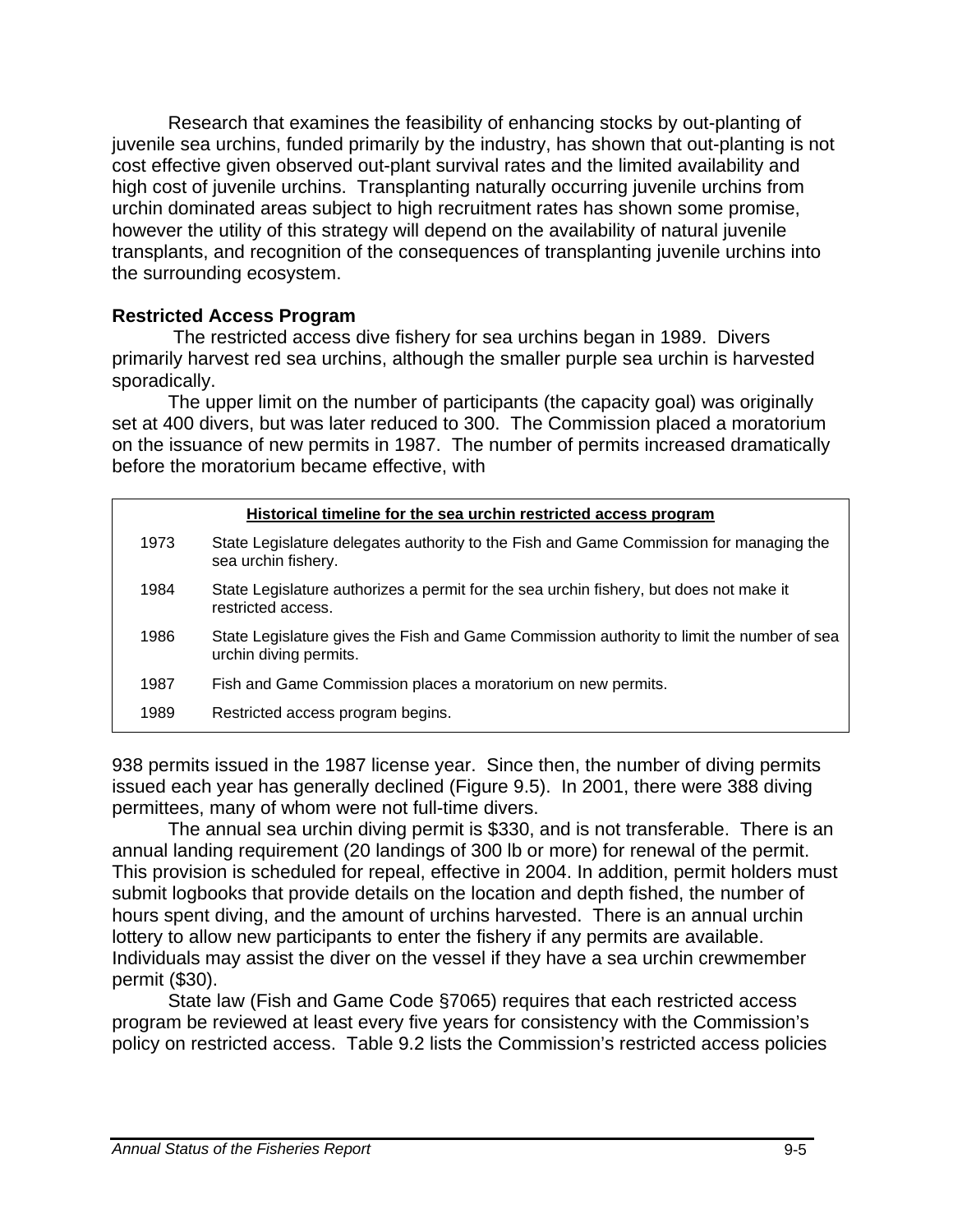Research that examines the feasibility of enhancing stocks by out-planting of juvenile sea urchins, funded primarily by the industry, has shown that out-planting is not cost effective given observed out-plant survival rates and the limited availability and high cost of juvenile urchins. Transplanting naturally occurring juvenile urchins from urchin dominated areas subject to high recruitment rates has shown some promise, however the utility of this strategy will depend on the availability of natural juvenile transplants, and recognition of the consequences of transplanting juvenile urchins into the surrounding ecosystem.

### Restricted Access Program

The restricted access dive fishery for sea urchins began in 1989. Divers primarily harvest red sea urchins, although the smaller purple sea urchin is harvested sporadically.

The upper limit on the number of participants (the capacity goal) was originally set at 400 divers, but was later reduced to 300. The Commission placed a moratorium on the issuance of new permits in 1987. The number of permits increased dramatically before the moratorium became effective, with 938 permits issued in the 1987 license year. Since then, the number of diving permits issued each year has generally declined (Figure 9.5). In 2001, there were 388 diving permittees, many of whom were not full-time divers.

| **Historical timeline for the sea urchin restricted access program** | |
|---|---|
| 1973 | State Legislature delegates authority to the Fish and Game Commission for managing the sea urchin fishery. |
| 1984 | State Legislature authorizes a permit for the sea urchin fishery, but does not make it restricted access. |
| 1986 | State Legislature gives the Fish and Game Commission authority to limit the number of sea urchin diving permits. |
| 1987 | Fish and Game Commission places a moratorium on new permits. |
| 1989 | Restricted access program begins. |

The annual sea urchin diving permit is $330, and is not transferable. There is an annual landing requirement (20 landings of 300 lb or more) for renewal of the permit. This provision is scheduled for repeal, effective in 2004. In addition, permit holders must submit logbooks that provide details on the location and depth fished, the number of hours spent diving, and the amount of urchins harvested. There is an annual urchin lottery to allow new participants to enter the fishery if any permits are available. Individuals may assist the diver on the vessel if they have a sea urchin crewmember permit ($30).

State law (Fish and Game Code §7065) requires that each restricted access program be reviewed at least every five years for consistency with the Commission's policy on restricted access. Table 9.2 lists the Commission's restricted access policies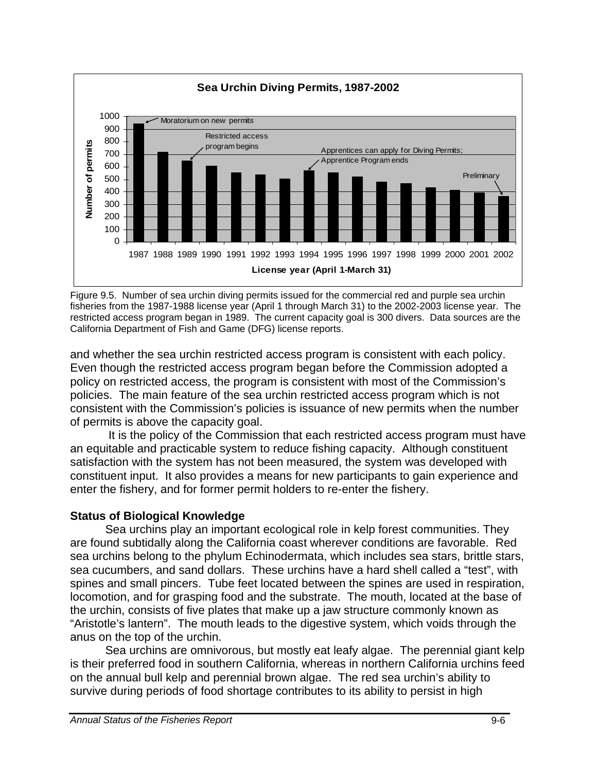Figure 9.5. Number of sea urchin diving permits issued for the commercial red and purple sea urchin fisheries from the 1987-1988 license year (April 1 through March 31) to the 2002-2003 license year. The restricted access program began in 1989. The current capacity goal is 300 divers. Data sources are the California Department of Fish and Game (DFG) license reports.

and whether the sea urchin restricted access program is consistent with each policy. Even though the restricted access program began before the Commission adopted a policy on restricted access, the program is consistent with most of the Commission's policies. The main feature of the sea urchin restricted access program which is not consistent with the Commission's policies is issuance of new permits when the number of permits is above the capacity goal.

It is the policy of the Commission that each restricted access program must have an equitable and practicable system to reduce fishing capacity. Although constituent satisfaction with the system has not been measured, the system was developed with constituent input. It also provides a means for new participants to gain experience and enter the fishery, and for former permit holders to re-enter the fishery.

## Status of Biological Knowledge

Sea urchins play an important ecological role in kelp forest communities. They are found subtidally along the California coast wherever conditions are favorable. Red sea urchins belong to the phylum Echinodermata, which includes sea stars, brittle stars, sea cucumbers, and sand dollars. These urchins have a hard shell called a "test", with spines and small pincers. Tube feet located between the spines are used in respiration, locomotion, and for grasping food and the substrate. The mouth, located at the base of the urchin, consists of five plates that make up a jaw structure commonly known as "Aristotle's lantern". The mouth leads to the digestive system, which voids through the anus on the top of the urchin.

Sea urchins are omnivorous, but mostly eat leafy algae. The perennial giant kelp is their preferred food in southern California, whereas in northern California urchins feed on the annual bull kelp and perennial brown algae. The red sea urchin's ability to survive during periods of food shortage contributes to its ability to persist in high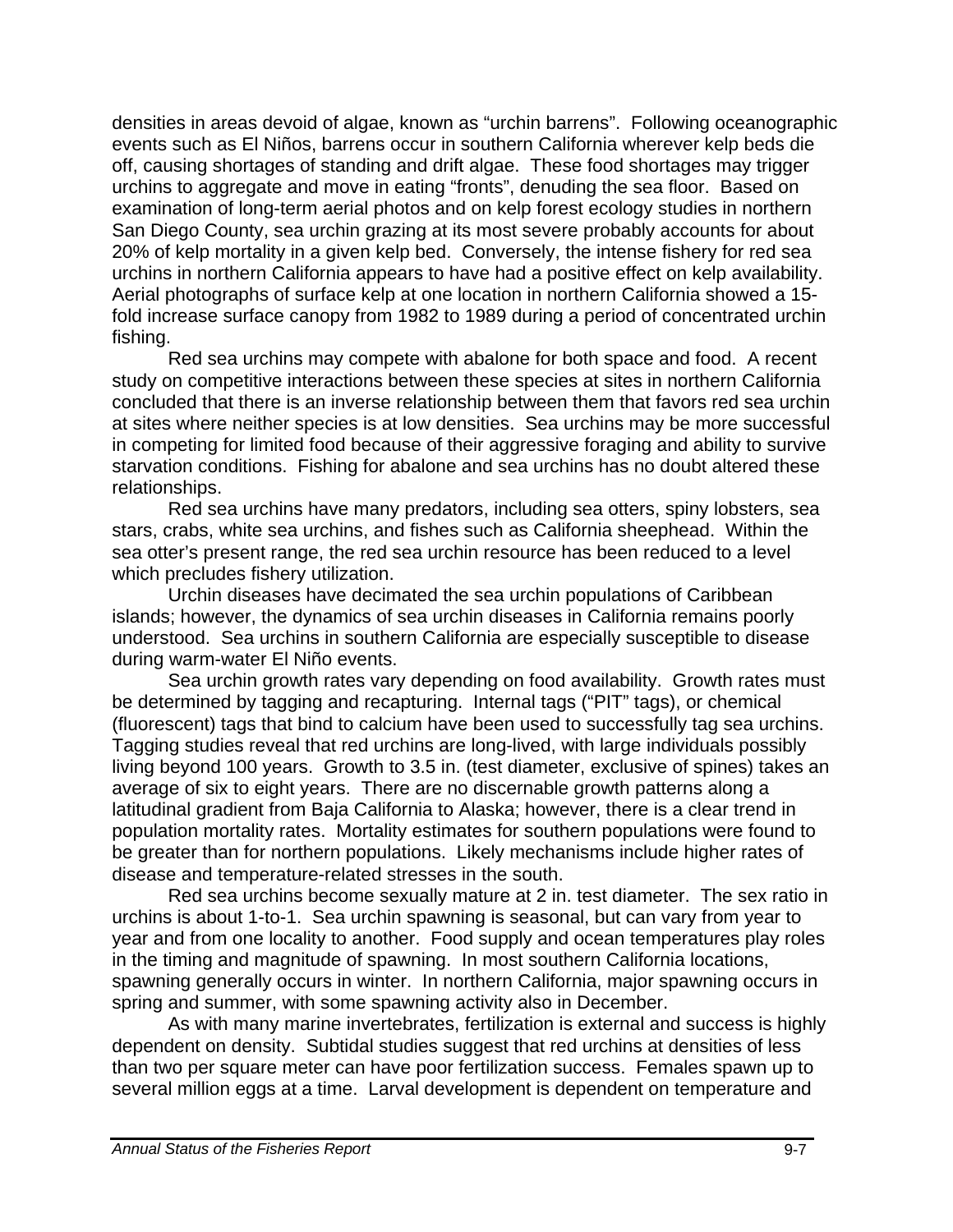densities in areas devoid of algae, known as "urchin barrens". Following oceanographic events such as El Niños, barrens occur in southern California wherever kelp beds die off, causing shortages of standing and drift algae. These food shortages may trigger urchins to aggregate and move in eating "fronts", denuding the sea floor. Based on examination of long-term aerial photos and on kelp forest ecology studies in northern San Diego County, sea urchin grazing at its most severe probably accounts for about 20% of kelp mortality in a given kelp bed. Conversely, the intense fishery for red sea urchins in northern California appears to have had a positive effect on kelp availability. Aerial photographs of surface kelp at one location in northern California showed a 15-fold increase surface canopy from 1982 to 1989 during a period of concentrated urchin fishing.

Red sea urchins may compete with abalone for both space and food. A recent study on competitive interactions between these species at sites in northern California concluded that there is an inverse relationship between them that favors red sea urchin at sites where neither species is at low densities. Sea urchins may be more successful in competing for limited food because of their aggressive foraging and ability to survive starvation conditions. Fishing for abalone and sea urchins has no doubt altered these relationships.

Red sea urchins have many predators, including sea otters, spiny lobsters, sea stars, crabs, white sea urchins, and fishes such as California sheephead. Within the sea otter's present range, the red sea urchin resource has been reduced to a level which precludes fishery utilization.

Urchin diseases have decimated the sea urchin populations of Caribbean islands; however, the dynamics of sea urchin diseases in California remains poorly understood. Sea urchins in southern California are especially susceptible to disease during warm-water El Niño events.

Sea urchin growth rates vary depending on food availability. Growth rates must be determined by tagging and recapturing. Internal tags ("PIT" tags), or chemical (fluorescent) tags that bind to calcium have been used to successfully tag sea urchins. Tagging studies reveal that red urchins are long-lived, with large individuals possibly living beyond 100 years. Growth to 3.5 in. (test diameter, exclusive of spines) takes an average of six to eight years. There are no discernable growth patterns along a latitudinal gradient from Baja California to Alaska; however, there is a clear trend in population mortality rates. Mortality estimates for southern populations were found to be greater than for northern populations. Likely mechanisms include higher rates of disease and temperature-related stresses in the south.

Red sea urchins become sexually mature at 2 in. test diameter. The sex ratio in urchins is about 1-to-1. Sea urchin spawning is seasonal, but can vary from year to year and from one locality to another. Food supply and ocean temperatures play roles in the timing and magnitude of spawning. In most southern California locations, spawning generally occurs in winter. In northern California, major spawning occurs in spring and summer, with some spawning activity also in December.

As with many marine invertebrates, fertilization is external and success is highly dependent on density. Subtidal studies suggest that red urchins at densities of less than two per square meter can have poor fertilization success. Females spawn up to several million eggs at a time. Larval development is dependent on temperature and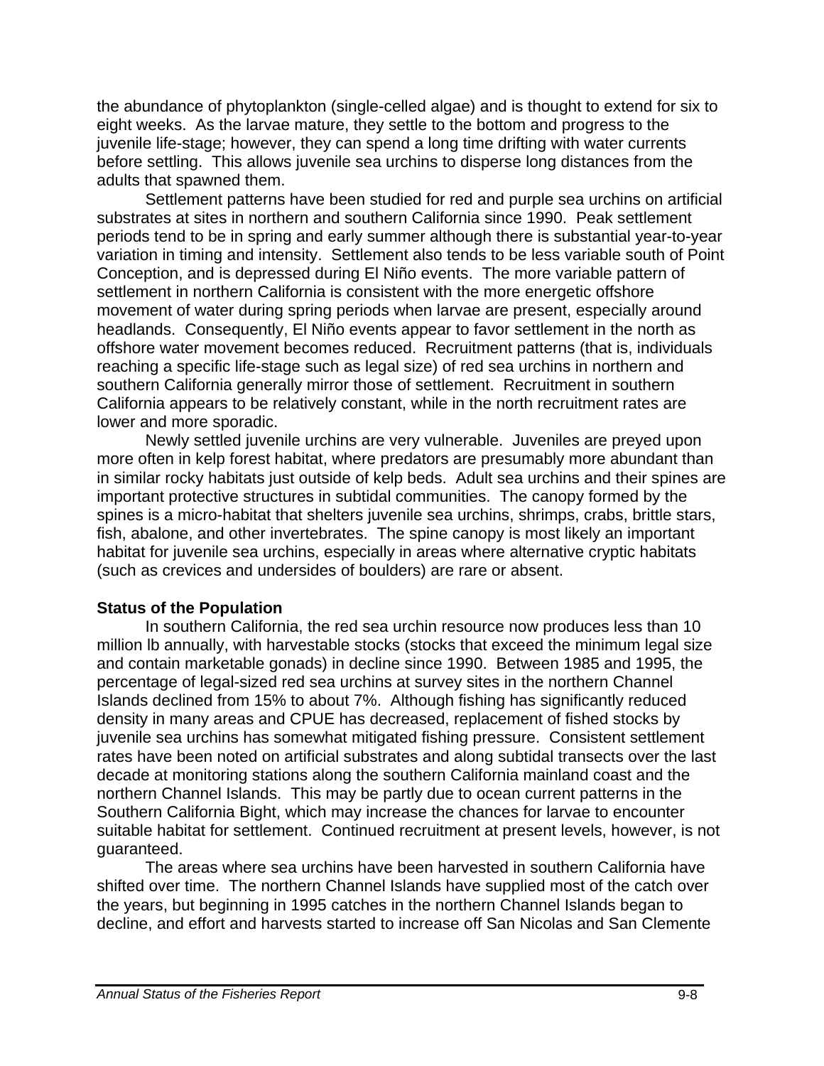the abundance of phytoplankton (single-celled algae) and is thought to extend for six to eight weeks. As the larvae mature, they settle to the bottom and progress to the juvenile life-stage; however, they can spend a long time drifting with water currents before settling. This allows juvenile sea urchins to disperse long distances from the adults that spawned them.

Settlement patterns have been studied for red and purple sea urchins on artificial substrates at sites in northern and southern California since 1990. Peak settlement periods tend to be in spring and early summer although there is substantial year-to-year variation in timing and intensity. Settlement also tends to be less variable south of Point Conception, and is depressed during El Niño events. The more variable pattern of settlement in northern California is consistent with the more energetic offshore movement of water during spring periods when larvae are present, especially around headlands. Consequently, El Niño events appear to favor settlement in the north as offshore water movement becomes reduced. Recruitment patterns (that is, individuals reaching a specific life-stage such as legal size) of red sea urchins in northern and southern California generally mirror those of settlement. Recruitment in southern California appears to be relatively constant, while in the north recruitment rates are lower and more sporadic.

Newly settled juvenile urchins are very vulnerable. Juveniles are preyed upon more often in kelp forest habitat, where predators are presumably more abundant than in similar rocky habitats just outside of kelp beds. Adult sea urchins and their spines are important protective structures in subtidal communities. The canopy formed by the spines is a micro-habitat that shelters juvenile sea urchins, shrimps, crabs, brittle stars, fish, abalone, and other invertebrates. The spine canopy is most likely an important habitat for juvenile sea urchins, especially in areas where alternative cryptic habitats (such as crevices and undersides of boulders) are rare or absent.

**Status of the Population**

In southern California, the red sea urchin resource now produces less than 10 million lb annually, with harvestable stocks (stocks that exceed the minimum legal size and contain marketable gonads) in decline since 1990. Between 1985 and 1995, the percentage of legal-sized red sea urchins at survey sites in the northern Channel Islands declined from 15% to about 7%. Although fishing has significantly reduced density in many areas and CPUE has decreased, replacement of fished stocks by juvenile sea urchins has somewhat mitigated fishing pressure. Consistent settlement rates have been noted on artificial substrates and along subtidal transects over the last decade at monitoring stations along the southern California mainland coast and the northern Channel Islands. This may be partly due to ocean current patterns in the Southern California Bight, which may increase the chances for larvae to encounter suitable habitat for settlement. Continued recruitment at present levels, however, is not guaranteed.

The areas where sea urchins have been harvested in southern California have shifted over time. The northern Channel Islands have supplied most of the catch over the years, but beginning in 1995 catches in the northern Channel Islands began to decline, and effort and harvests started to increase off San Nicolas and San Clemente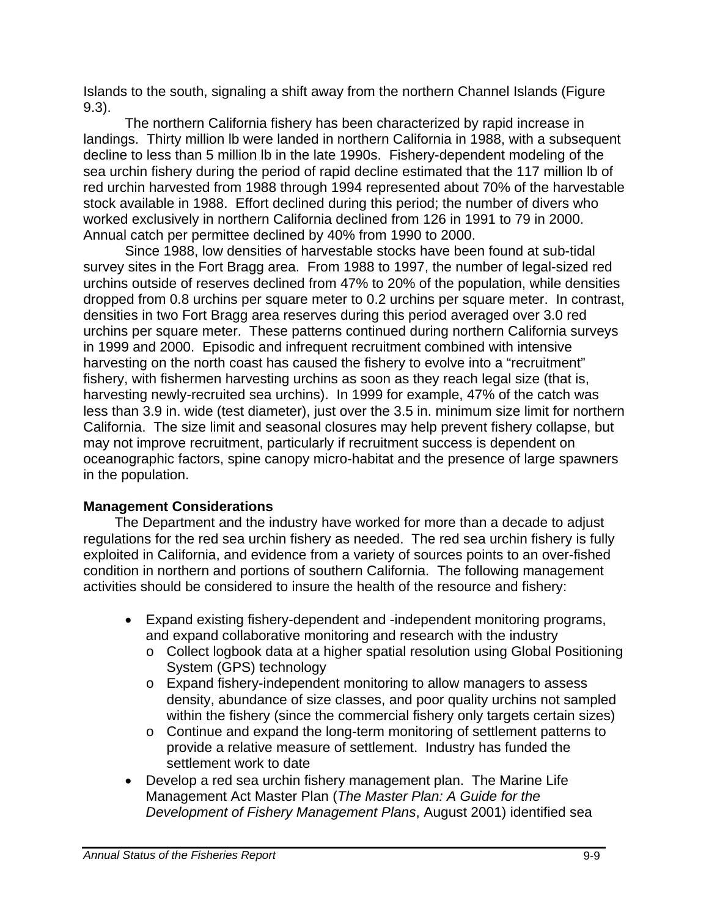Islands to the south, signaling a shift away from the northern Channel Islands (Figure 9.3).

The northern California fishery has been characterized by rapid increase in landings. Thirty million lb were landed in northern California in 1988, with a subsequent decline to less than 5 million lb in the late 1990s. Fishery-dependent modeling of the sea urchin fishery during the period of rapid decline estimated that the 117 million lb of red urchin harvested from 1988 through 1994 represented about 70% of the harvestable stock available in 1988. Effort declined during this period; the number of divers who worked exclusively in northern California declined from 126 in 1991 to 79 in 2000. Annual catch per permittee declined by 40% from 1990 to 2000.

Since 1988, low densities of harvestable stocks have been found at sub-tidal survey sites in the Fort Bragg area. From 1988 to 1997, the number of legal-sized red urchins outside of reserves declined from 47% to 20% of the population, while densities dropped from 0.8 urchins per square meter to 0.2 urchins per square meter. In contrast, densities in two Fort Bragg area reserves during this period averaged over 3.0 red urchins per square meter. These patterns continued during northern California surveys in 1999 and 2000. Episodic and infrequent recruitment combined with intensive harvesting on the north coast has caused the fishery to evolve into a "recruitment" fishery, with fishermen harvesting urchins as soon as they reach legal size (that is, harvesting newly-recruited sea urchins). In 1999 for example, 47% of the catch was less than 3.9 in. wide (test diameter), just over the 3.5 in. minimum size limit for northern California. The size limit and seasonal closures may help prevent fishery collapse, but may not improve recruitment, particularly if recruitment success is dependent on oceanographic factors, spine canopy micro-habitat and the presence of large spawners in the population.

**Management Considerations**

The Department and the industry have worked for more than a decade to adjust regulations for the red sea urchin fishery as needed. The red sea urchin fishery is fully exploited in California, and evidence from a variety of sources points to an over-fished condition in northern and portions of southern California. The following management activities should be considered to insure the health of the resource and fishery:

- Expand existing fishery-dependent and -independent monitoring programs, and expand collaborative monitoring and research with the industry
  - Collect logbook data at a higher spatial resolution using Global Positioning System (GPS) technology
  - Expand fishery-independent monitoring to allow managers to assess density, abundance of size classes, and poor quality urchins not sampled within the fishery (since the commercial fishery only targets certain sizes)
  - Continue and expand the long-term monitoring of settlement patterns to provide a relative measure of settlement. Industry has funded the settlement work to date
- Develop a red sea urchin fishery management plan. The Marine Life Management Act Master Plan (*The Master Plan: A Guide for the Development of Fishery Management Plans*, August 2001) identified sea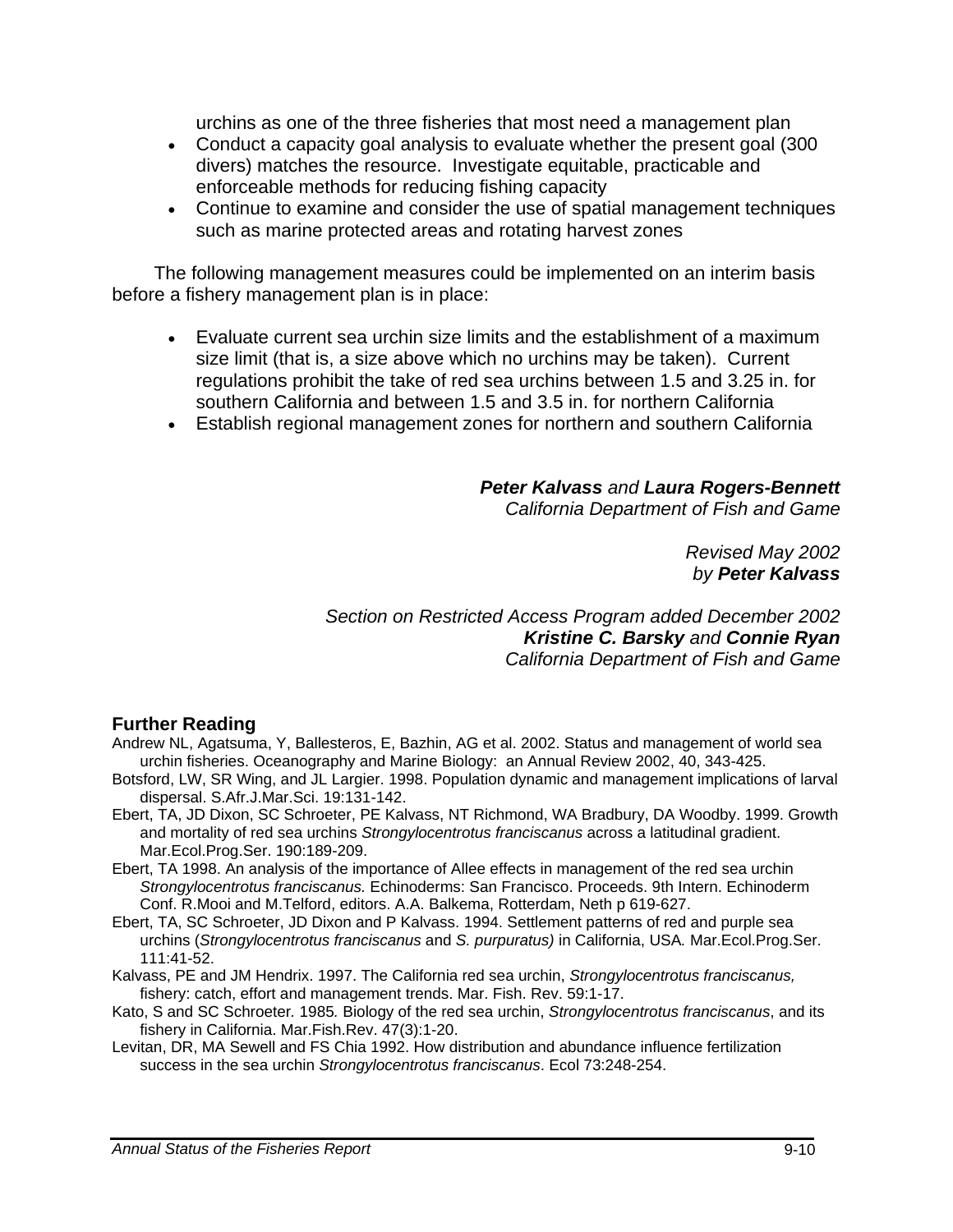urchins as one of the three fisheries that most need a management plan

- Conduct a capacity goal analysis to evaluate whether the present goal (300 divers) matches the resource. Investigate equitable, practicable and enforceable methods for reducing fishing capacity
- Continue to examine and consider the use of spatial management techniques such as marine protected areas and rotating harvest zones

The following management measures could be implemented on an interim basis before a fishery management plan is in place:

- Evaluate current sea urchin size limits and the establishment of a maximum size limit (that is, a size above which no urchins may be taken). Current regulations prohibit the take of red sea urchins between 1.5 and 3.25 in. for southern California and between 1.5 and 3.5 in. for northern California
- Establish regional management zones for northern and southern California

***Peter Kalvass*** *and* ***Laura Rogers-Bennett***
*California Department of Fish and Game*

*Revised May 2002*
*by* ***Peter Kalvass***

*Section on Restricted Access Program added December 2002*
***Kristine C. Barsky*** *and* ***Connie Ryan***
*California Department of Fish and Game*

## Further Reading

Andrew NL, Agatsuma, Y, Ballesteros, E, Bazhin, AG et al. 2002. Status and management of world sea urchin fisheries. Oceanography and Marine Biology: an Annual Review 2002, 40, 343-425.

Botsford, LW, SR Wing, and JL Largier. 1998. Population dynamic and management implications of larval dispersal. S.Afr.J.Mar.Sci. 19:131-142.

Ebert, TA, JD Dixon, SC Schroeter, PE Kalvass, NT Richmond, WA Bradbury, DA Woodby. 1999. Growth and mortality of red sea urchins *Strongylocentrotus franciscanus* across a latitudinal gradient. Mar.Ecol.Prog.Ser. 190:189-209.

Ebert, TA 1998. An analysis of the importance of Allee effects in management of the red sea urchin *Strongylocentrotus franciscanus.* Echinoderms: San Francisco. Proceeds. 9th Intern. Echinoderm Conf. R.Mooi and M.Telford, editors. A.A. Balkema, Rotterdam, Neth p 619-627.

Ebert, TA, SC Schroeter, JD Dixon and P Kalvass. 1994. Settlement patterns of red and purple sea urchins (*Strongylocentrotus franciscanus* and *S. purpuratus)* in California, USA*.* Mar.Ecol.Prog.Ser. 111:41-52.

Kalvass, PE and JM Hendrix. 1997. The California red sea urchin, *Strongylocentrotus franciscanus,* fishery: catch, effort and management trends. Mar. Fish. Rev. 59:1-17.

Kato, S and SC Schroeter*.* 1985*.* Biology of the red sea urchin, *Strongylocentrotus franciscanus*, and its fishery in California. Mar.Fish.Rev. 47(3):1-20.

Levitan, DR, MA Sewell and FS Chia 1992. How distribution and abundance influence fertilization success in the sea urchin *Strongylocentrotus franciscanus*. Ecol 73:248-254.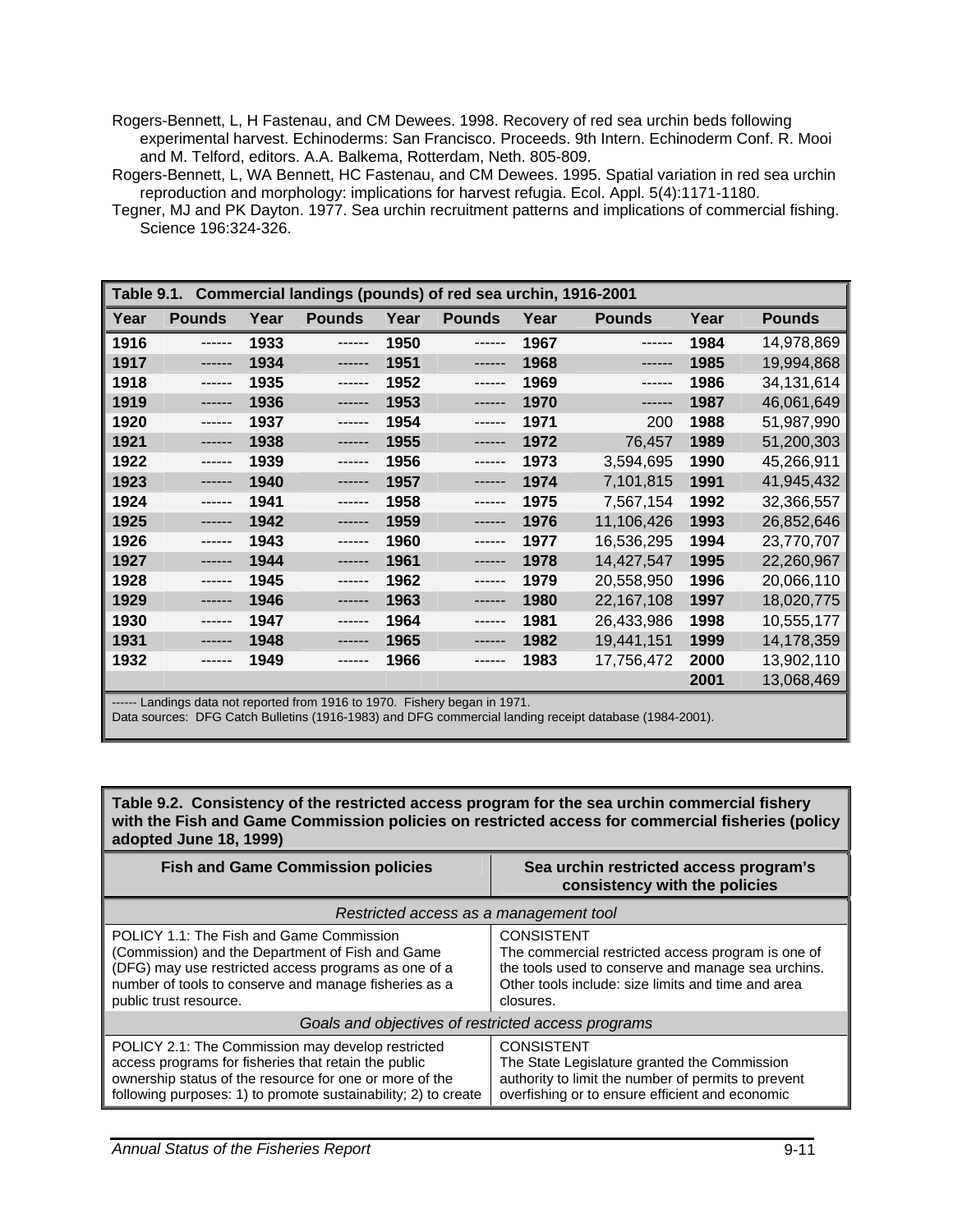Rogers-Bennett, L, H Fastenau, and CM Dewees. 1998. Recovery of red sea urchin beds following experimental harvest. Echinoderms: San Francisco. Proceeds. 9th Intern. Echinoderm Conf. R. Mooi and M. Telford, editors. A.A. Balkema, Rotterdam, Neth. 805-809.

Rogers-Bennett, L, WA Bennett, HC Fastenau, and CM Dewees. 1995. Spatial variation in red sea urchin reproduction and morphology: implications for harvest refugia. Ecol. Appl. 5(4):1171-1180.

Tegner, MJ and PK Dayton. 1977. Sea urchin recruitment patterns and implications of commercial fishing. Science 196:324-326.

**Table 9.1. Commercial landings (pounds) of red sea urchin, 1916-2001**

| Year | Pounds | Year | Pounds | Year | Pounds | Year | Pounds | Year | Pounds |
|---|---|---|---|---|---|---|---|---|---|
| 1916 | ------ | 1933 | ------ | 1950 | ------ | 1967 | ------ | 1984 | 14,978,869 |
| 1917 | ------ | 1934 | ------ | 1951 | ------ | 1968 | ------ | 1985 | 19,994,868 |
| 1918 | ------ | 1935 | ------ | 1952 | ------ | 1969 | ------ | 1986 | 34,131,614 |
| 1919 | ------ | 1936 | ------ | 1953 | ------ | 1970 | ------ | 1987 | 46,061,649 |
| 1920 | ------ | 1937 | ------ | 1954 | ------ | 1971 | 200 | 1988 | 51,987,990 |
| 1921 | ------ | 1938 | ------ | 1955 | ------ | 1972 | 76,457 | 1989 | 51,200,303 |
| 1922 | ------ | 1939 | ------ | 1956 | ------ | 1973 | 3,594,695 | 1990 | 45,266,911 |
| 1923 | ------ | 1940 | ------ | 1957 | ------ | 1974 | 7,101,815 | 1991 | 41,945,432 |
| 1924 | ------ | 1941 | ------ | 1958 | ------ | 1975 | 7,567,154 | 1992 | 32,366,557 |
| 1925 | ------ | 1942 | ------ | 1959 | ------ | 1976 | 11,106,426 | 1993 | 26,852,646 |
| 1926 | ------ | 1943 | ------ | 1960 | ------ | 1977 | 16,536,295 | 1994 | 23,770,707 |
| 1927 | ------ | 1944 | ------ | 1961 | ------ | 1978 | 14,427,547 | 1995 | 22,260,967 |
| 1928 | ------ | 1945 | ------ | 1962 | ------ | 1979 | 20,558,950 | 1996 | 20,066,110 |
| 1929 | ------ | 1946 | ------ | 1963 | ------ | 1980 | 22,167,108 | 1997 | 18,020,775 |
| 1930 | ------ | 1947 | ------ | 1964 | ------ | 1981 | 26,433,986 | 1998 | 10,555,177 |
| 1931 | ------ | 1948 | ------ | 1965 | ------ | 1982 | 19,441,151 | 1999 | 14,178,359 |
| 1932 | ------ | 1949 | ------ | 1966 | ------ | 1983 | 17,756,472 | 2000 | 13,902,110 |
| | | | | | | | | 2001 | 13,068,469 |

------ Landings data not reported from 1916 to 1970. Fishery began in 1971.
Data sources: DFG Catch Bulletins (1916-1983) and DFG commercial landing receipt database (1984-2001).

**Table 9.2. Consistency of the restricted access program for the sea urchin commercial fishery with the Fish and Game Commission policies on restricted access for commercial fisheries (policy adopted June 18, 1999)**

| Fish and Game Commission policies | Sea urchin restricted access program's consistency with the policies |
|---|---|
| *Restricted access as a management tool* | |
| POLICY 1.1: The Fish and Game Commission (Commission) and the Department of Fish and Game (DFG) may use restricted access programs as one of a number of tools to conserve and manage fisheries as a public trust resource. | CONSISTENT<br>The commercial restricted access program is one of the tools used to conserve and manage sea urchins. Other tools include: size limits and time and area closures. |
| *Goals and objectives of restricted access programs* | |
| POLICY 2.1: The Commission may develop restricted access programs for fisheries that retain the public ownership status of the resource for one or more of the following purposes: 1) to promote sustainability; 2) to create | CONSISTENT<br>The State Legislature granted the Commission authority to limit the number of permits to prevent overfishing or to ensure efficient and economic |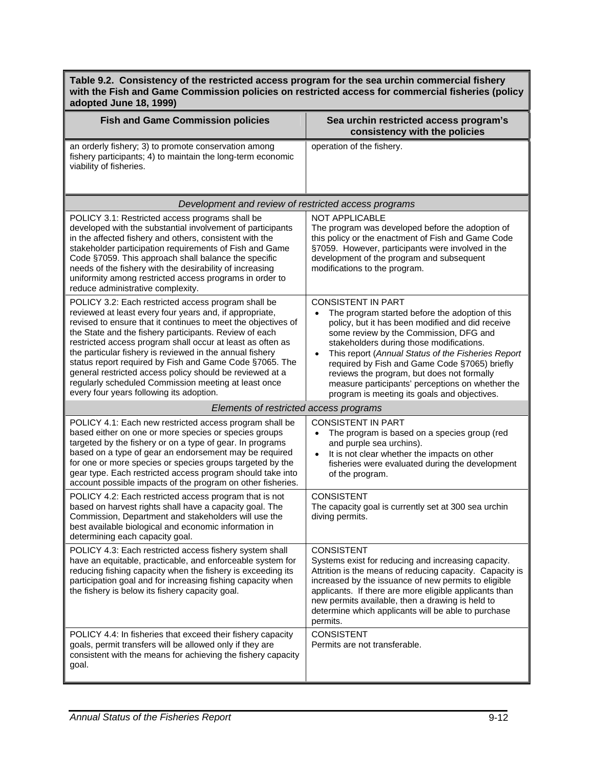**Table 9.2. Consistency of the restricted access program for the sea urchin commercial fishery with the Fish and Game Commission policies on restricted access for commercial fisheries (policy adopted June 18, 1999)**

| Fish and Game Commission policies | Sea urchin restricted access program's consistency with the policies |
|---|---|
| an orderly fishery; 3) to promote conservation among fishery participants; 4) to maintain the long-term economic viability of fisheries. | operation of the fishery. |
| *Development and review of restricted access programs* | |
| POLICY 3.1: Restricted access programs shall be developed with the substantial involvement of participants in the affected fishery and others, consistent with the stakeholder participation requirements of Fish and Game Code §7059. This approach shall balance the specific needs of the fishery with the desirability of increasing uniformity among restricted access programs in order to reduce administrative complexity. | NOT APPLICABLE<br>The program was developed before the adoption of this policy or the enactment of Fish and Game Code §7059. However, participants were involved in the development of the program and subsequent modifications to the program. |
| POLICY 3.2: Each restricted access program shall be reviewed at least every four years and, if appropriate, revised to ensure that it continues to meet the objectives of the State and the fishery participants. Review of each restricted access program shall occur at least as often as the particular fishery is reviewed in the annual fishery status report required by Fish and Game Code §7065. The general restricted access policy should be reviewed at a regularly scheduled Commission meeting at least once every four years following its adoption. | CONSISTENT IN PART<br>• The program started before the adoption of this policy, but it has been modified and did receive some review by the Commission, DFG and stakeholders during those modifications.<br>• This report (*Annual Status of the Fisheries Report* required by Fish and Game Code §7065) briefly reviews the program, but does not formally measure participants' perceptions on whether the program is meeting its goals and objectives. |
| *Elements of restricted access programs* | |
| POLICY 4.1: Each new restricted access program shall be based either on one or more species or species groups targeted by the fishery or on a type of gear. In programs based on a type of gear an endorsement may be required for one or more species or species groups targeted by the gear type. Each restricted access program should take into account possible impacts of the program on other fisheries. | CONSISTENT IN PART<br>• The program is based on a species group (red and purple sea urchins).<br>• It is not clear whether the impacts on other fisheries were evaluated during the development of the program. |
| POLICY 4.2: Each restricted access program that is not based on harvest rights shall have a capacity goal. The Commission, Department and stakeholders will use the best available biological and economic information in determining each capacity goal. | CONSISTENT<br>The capacity goal is currently set at 300 sea urchin diving permits. |
| POLICY 4.3: Each restricted access fishery system shall have an equitable, practicable, and enforceable system for reducing fishing capacity when the fishery is exceeding its participation goal and for increasing fishing capacity when the fishery is below its fishery capacity goal. | CONSISTENT<br>Systems exist for reducing and increasing capacity. Attrition is the means of reducing capacity. Capacity is increased by the issuance of new permits to eligible applicants. If there are more eligible applicants than new permits available, then a drawing is held to determine which applicants will be able to purchase permits. |
| POLICY 4.4: In fisheries that exceed their fishery capacity goals, permit transfers will be allowed only if they are consistent with the means for achieving the fishery capacity goal. | CONSISTENT<br>Permits are not transferable. |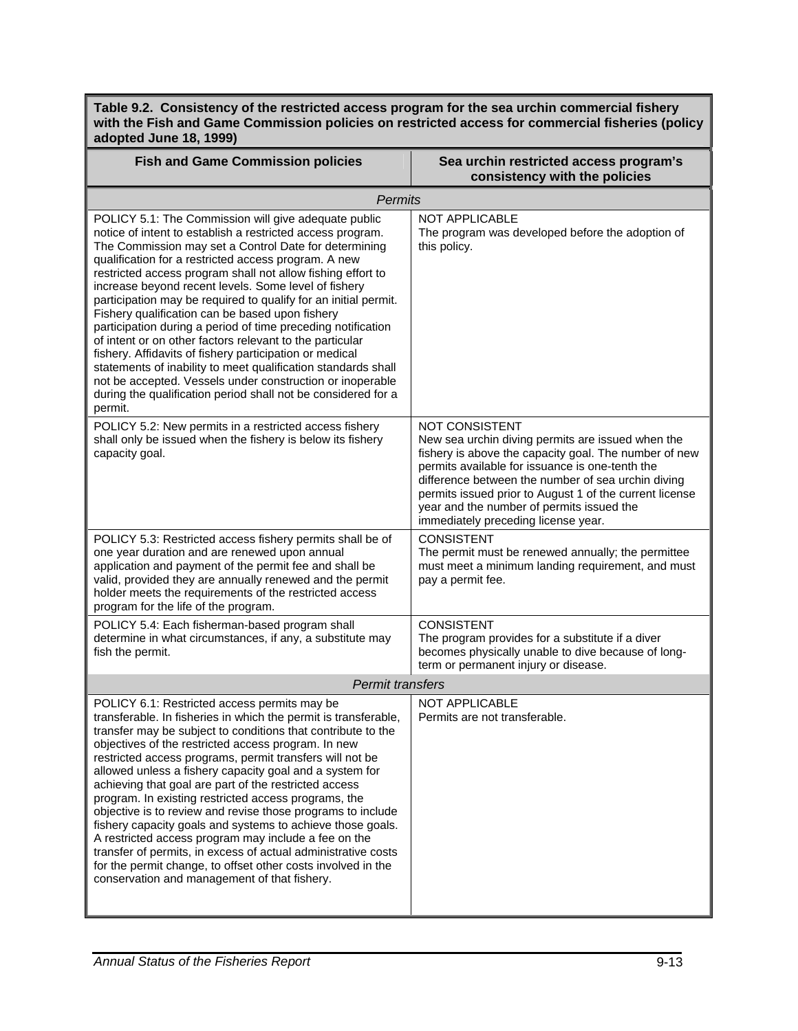**Table 9.2. Consistency of the restricted access program for the sea urchin commercial fishery with the Fish and Game Commission policies on restricted access for commercial fisheries (policy adopted June 18, 1999)**

| Fish and Game Commission policies | Sea urchin restricted access program's consistency with the policies |
|---|---|
| *Permits* | |
| POLICY 5.1: The Commission will give adequate public notice of intent to establish a restricted access program. The Commission may set a Control Date for determining qualification for a restricted access program. A new restricted access program shall not allow fishing effort to increase beyond recent levels. Some level of fishery participation may be required to qualify for an initial permit. Fishery qualification can be based upon fishery participation during a period of time preceding notification of intent or on other factors relevant to the particular fishery. Affidavits of fishery participation or medical statements of inability to meet qualification standards shall not be accepted. Vessels under construction or inoperable during the qualification period shall not be considered for a permit. | NOT APPLICABLE<br>The program was developed before the adoption of this policy. |
| POLICY 5.2: New permits in a restricted access fishery shall only be issued when the fishery is below its fishery capacity goal. | NOT CONSISTENT<br>New sea urchin diving permits are issued when the fishery is above the capacity goal. The number of new permits available for issuance is one-tenth the difference between the number of sea urchin diving permits issued prior to August 1 of the current license year and the number of permits issued the immediately preceding license year. |
| POLICY 5.3: Restricted access fishery permits shall be of one year duration and are renewed upon annual application and payment of the permit fee and shall be valid, provided they are annually renewed and the permit holder meets the requirements of the restricted access program for the life of the program. | CONSISTENT<br>The permit must be renewed annually; the permittee must meet a minimum landing requirement, and must pay a permit fee. |
| POLICY 5.4: Each fisherman-based program shall determine in what circumstances, if any, a substitute may fish the permit. | CONSISTENT<br>The program provides for a substitute if a diver becomes physically unable to dive because of long-term or permanent injury or disease. |
| *Permit transfers* | |
| POLICY 6.1: Restricted access permits may be transferable. In fisheries in which the permit is transferable, transfer may be subject to conditions that contribute to the objectives of the restricted access program. In new restricted access programs, permit transfers will not be allowed unless a fishery capacity goal and a system for achieving that goal are part of the restricted access program. In existing restricted access programs, the objective is to review and revise those programs to include fishery capacity goals and systems to achieve those goals. A restricted access program may include a fee on the transfer of permits, in excess of actual administrative costs for the permit change, to offset other costs involved in the conservation and management of that fishery. | NOT APPLICABLE<br>Permits are not transferable. |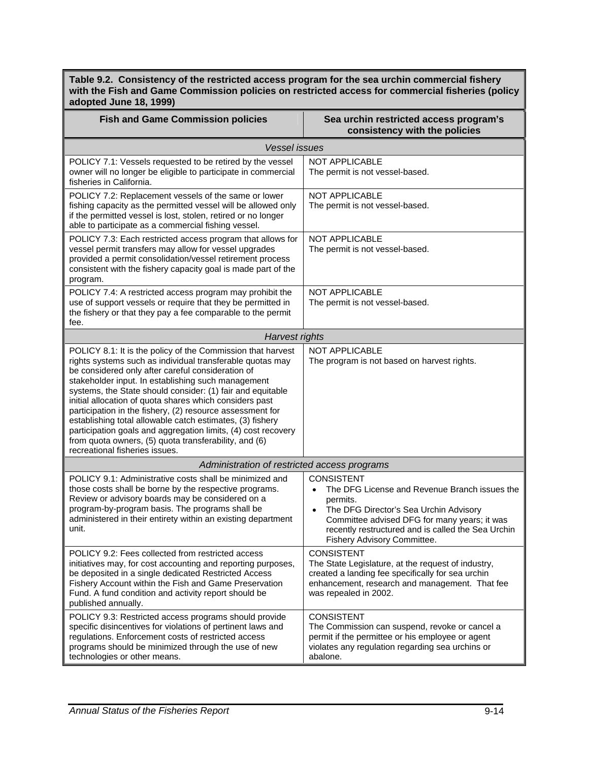**Table 9.2. Consistency of the restricted access program for the sea urchin commercial fishery with the Fish and Game Commission policies on restricted access for commercial fisheries (policy adopted June 18, 1999)**

| Fish and Game Commission policies | Sea urchin restricted access program's consistency with the policies |
|---|---|
| *Vessel issues* | |
| POLICY 7.1: Vessels requested to be retired by the vessel owner will no longer be eligible to participate in commercial fisheries in California. | NOT APPLICABLE<br>The permit is not vessel-based. |
| POLICY 7.2: Replacement vessels of the same or lower fishing capacity as the permitted vessel will be allowed only if the permitted vessel is lost, stolen, retired or no longer able to participate as a commercial fishing vessel. | NOT APPLICABLE<br>The permit is not vessel-based. |
| POLICY 7.3: Each restricted access program that allows for vessel permit transfers may allow for vessel upgrades provided a permit consolidation/vessel retirement process consistent with the fishery capacity goal is made part of the program. | NOT APPLICABLE<br>The permit is not vessel-based. |
| POLICY 7.4: A restricted access program may prohibit the use of support vessels or require that they be permitted in the fishery or that they pay a fee comparable to the permit fee. | NOT APPLICABLE<br>The permit is not vessel-based. |
| *Harvest rights* | |
| POLICY 8.1: It is the policy of the Commission that harvest rights systems such as individual transferable quotas may be considered only after careful consideration of stakeholder input. In establishing such management systems, the State should consider: (1) fair and equitable initial allocation of quota shares which considers past participation in the fishery, (2) resource assessment for establishing total allowable catch estimates, (3) fishery participation goals and aggregation limits, (4) cost recovery from quota owners, (5) quota transferability, and (6) recreational fisheries issues. | NOT APPLICABLE<br>The program is not based on harvest rights. |
| *Administration of restricted access programs* | |
| POLICY 9.1: Administrative costs shall be minimized and those costs shall be borne by the respective programs. Review or advisory boards may be considered on a program-by-program basis. The programs shall be administered in their entirety within an existing department unit. | CONSISTENT<br>• The DFG License and Revenue Branch issues the permits.<br>• The DFG Director's Sea Urchin Advisory Committee advised DFG for many years; it was recently restructured and is called the Sea Urchin Fishery Advisory Committee. |
| POLICY 9.2: Fees collected from restricted access initiatives may, for cost accounting and reporting purposes, be deposited in a single dedicated Restricted Access Fishery Account within the Fish and Game Preservation Fund. A fund condition and activity report should be published annually. | CONSISTENT<br>The State Legislature, at the request of industry, created a landing fee specifically for sea urchin enhancement, research and management. That fee was repealed in 2002. |
| POLICY 9.3: Restricted access programs should provide specific disincentives for violations of pertinent laws and regulations. Enforcement costs of restricted access programs should be minimized through the use of new technologies or other means. | CONSISTENT<br>The Commission can suspend, revoke or cancel a permit if the permittee or his employee or agent violates any regulation regarding sea urchins or abalone. |